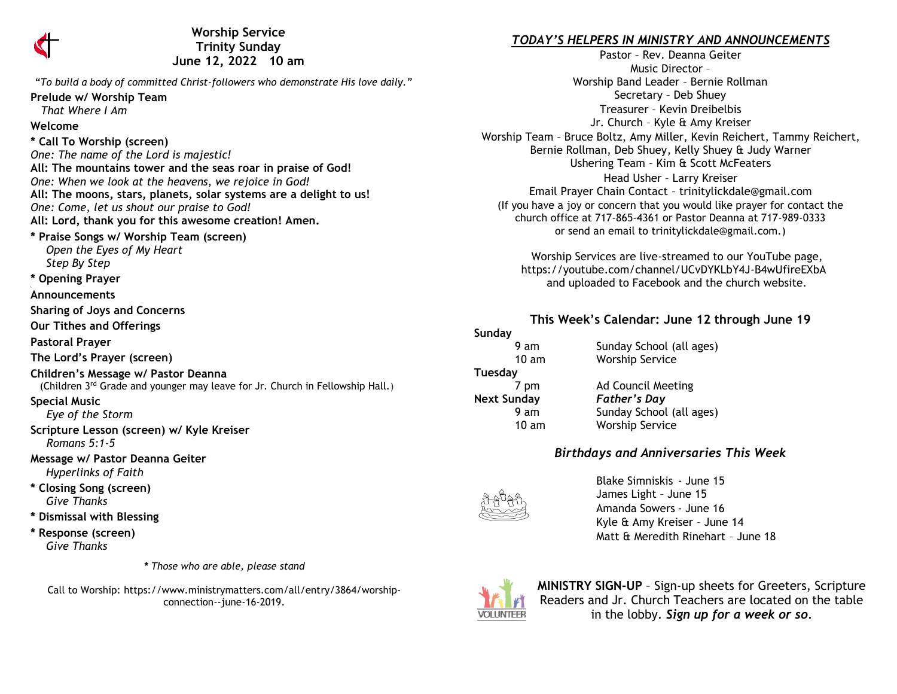# Worship Service
## Trinity Sunday
## June 12, 2022 10 am

*"To build a body of committed Christ-followers who demonstrate His love daily."*

**Prelude w/ Worship Team**
*That Where I Am*

**Welcome**

**\* Call To Worship (screen)**
*One: The name of the Lord is majestic!*
**All: The mountains tower and the seas roar in praise of God!**
*One: When we look at the heavens, we rejoice in God!*
**All: The moons, stars, planets, solar systems are a delight to us!**
*One: Come, let us shout our praise to God!*
**All: Lord, thank you for this awesome creation! Amen.**

**\* Praise Songs w/ Worship Team (screen)**
*Open the Eyes of My Heart*
*Step By Step*

**\* Opening Prayer**

**Announcements**

**Sharing of Joys and Concerns**

**Our Tithes and Offerings**

**Pastoral Prayer**

**The Lord's Prayer (screen)**

**Children's Message w/ Pastor Deanna**
(Children 3rd Grade and younger may leave for Jr. Church in Fellowship Hall.)

**Special Music**
*Eye of the Storm*

**Scripture Lesson (screen) w/ Kyle Kreiser**
*Romans 5:1-5*

**Message w/ Pastor Deanna Geiter**
*Hyperlinks of Faith*

**\* Closing Song (screen)**
*Give Thanks*

**\* Dismissal with Blessing**

**\* Response (screen)**
*Give Thanks*

*\* Those who are able, please stand*

Call to Worship: https://www.ministrymatters.com/all/entry/3864/worship-connection--june-16-2019.

## *TODAY'S HELPERS IN MINISTRY AND ANNOUNCEMENTS*

Pastor – Rev. Deanna Geiter
Music Director –
Worship Band Leader – Bernie Rollman
Secretary – Deb Shuey
Treasurer – Kevin Dreibelbis
Jr. Church – Kyle & Amy Kreiser
Worship Team – Bruce Boltz, Amy Miller, Kevin Reichert, Tammy Reichert, Bernie Rollman, Deb Shuey, Kelly Shuey & Judy Warner
Ushering Team – Kim & Scott McFeaters
Head Usher – Larry Kreiser
Email Prayer Chain Contact – trinitylickdale@gmail.com
(If you have a joy or concern that you would like prayer for contact the church office at 717-865-4361 or Pastor Deanna at 717-989-0333 or send an email to trinitylickdale@gmail.com.)

Worship Services are live-streamed to our YouTube page, https://youtube.com/channel/UCvDYKLbY4J-B4wUfireEXbA and uploaded to Facebook and the church website.

## This Week's Calendar: June 12 through June 19

**Sunday**
9 am — Sunday School (all ages)
10 am — Worship Service

**Tuesday**
7 pm — Ad Council Meeting

**Next Sunday** — ***Father's Day***
9 am — Sunday School (all ages)
10 am — Worship Service

### *Birthdays and Anniversaries This Week*

Blake Simniskis - June 15
James Light – June 15
Amanda Sowers - June 16
Kyle & Amy Kreiser – June 14
Matt & Meredith Rinehart – June 18

**MINISTRY SIGN-UP** – Sign-up sheets for Greeters, Scripture Readers and Jr. Church Teachers are located on the table in the lobby. ***Sign up for a week or so.***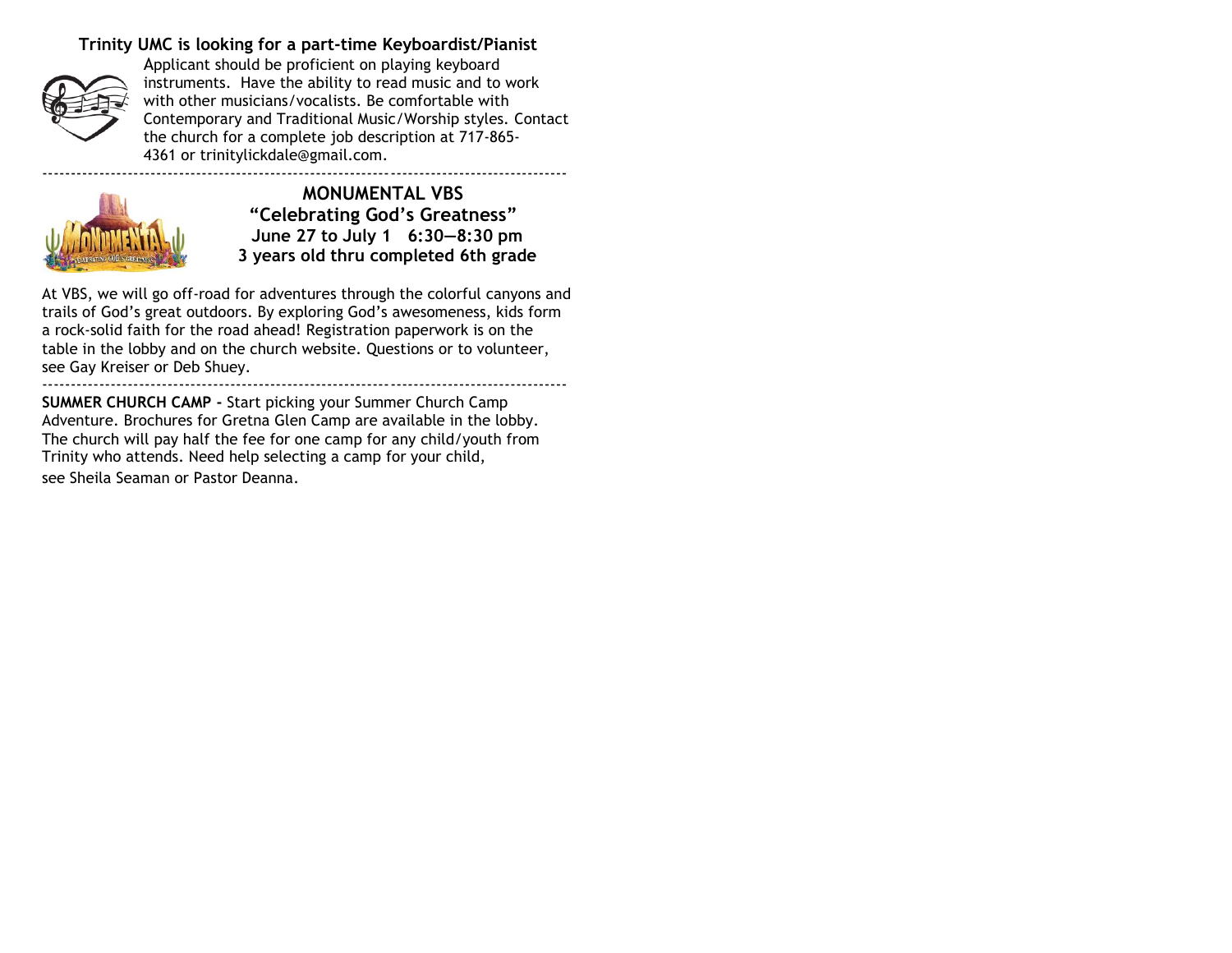**Trinity UMC is looking for a part-time Keyboardist/Pianist**

Applicant should be proficient on playing keyboard instruments. Have the ability to read music and to work with other musicians/vocalists. Be comfortable with Contemporary and Traditional Music/Worship styles. Contact the church for a complete job description at 717-865-4361 or trinitylickdale@gmail.com.

---

**MONUMENTAL VBS**
**"Celebrating God's Greatness"**
**June 27 to July 1 6:30—8:30 pm**
**3 years old thru completed 6th grade**

At VBS, we will go off-road for adventures through the colorful canyons and trails of God's great outdoors. By exploring God's awesomeness, kids form a rock-solid faith for the road ahead! Registration paperwork is on the table in the lobby and on the church website. Questions or to volunteer, see Gay Kreiser or Deb Shuey.

---

**SUMMER CHURCH CAMP -** Start picking your Summer Church Camp Adventure. Brochures for Gretna Glen Camp are available in the lobby. The church will pay half the fee for one camp for any child/youth from Trinity who attends. Need help selecting a camp for your child, see Sheila Seaman or Pastor Deanna.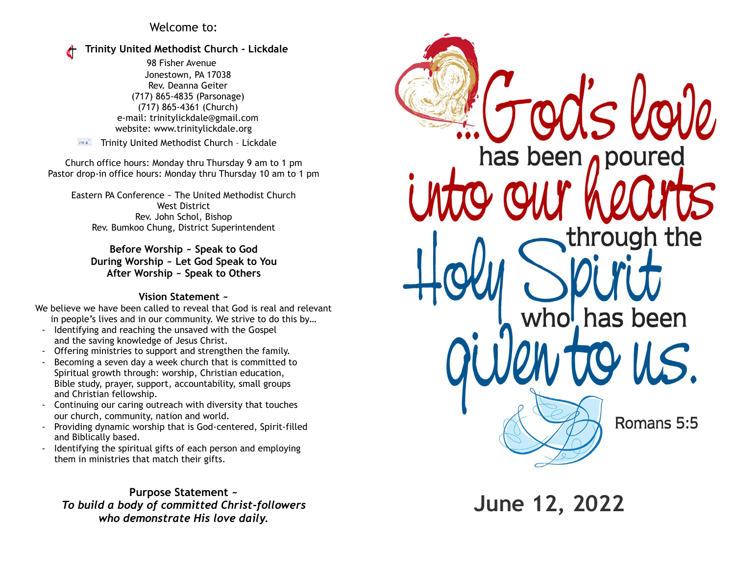Welcome to:

**Trinity United Methodist Church - Lickdale**

98 Fisher Avenue
Jonestown, PA 17038
Rev. Deanna Geiter
(717) 865-4835 (Parsonage)
(717) 865-4361 (Church)
e-mail: trinitylickdale@gmail.com
website: www.trinitylickdale.org

Trinity United Methodist Church – Lickdale

Church office hours: Monday thru Thursday 9 am to 1 pm
Pastor drop-in office hours: Monday thru Thursday 10 am to 1 pm

Eastern PA Conference ~ The United Methodist Church
West District
Rev. John Schol, Bishop
Rev. Bumkoo Chung, District Superintendent

**Before Worship ~ Speak to God**
**During Worship ~ Let God Speak to You**
**After Worship ~ Speak to Others**

**Vision Statement ~**

We believe we have been called to reveal that God is real and relevant in people's lives and in our community. We strive to do this by…

- Identifying and reaching the unsaved with the Gospel and the saving knowledge of Jesus Christ.
- Offering ministries to support and strengthen the family.
- Becoming a seven day a week church that is committed to Spiritual growth through: worship, Christian education, Bible study, prayer, support, accountability, small groups and Christian fellowship.
- Continuing our caring outreach with diversity that touches our church, community, nation and world.
- Providing dynamic worship that is God-centered, Spirit-filled and Biblically based.
- Identifying the spiritual gifts of each person and employing them in ministries that match their gifts.

**Purpose Statement ~**
***To build a body of committed Christ-followers who demonstrate His love daily.***

…God's love has been poured into our hearts through the Holy Spirit who has been given to us.

Romans 5:5

**June 12, 2022**